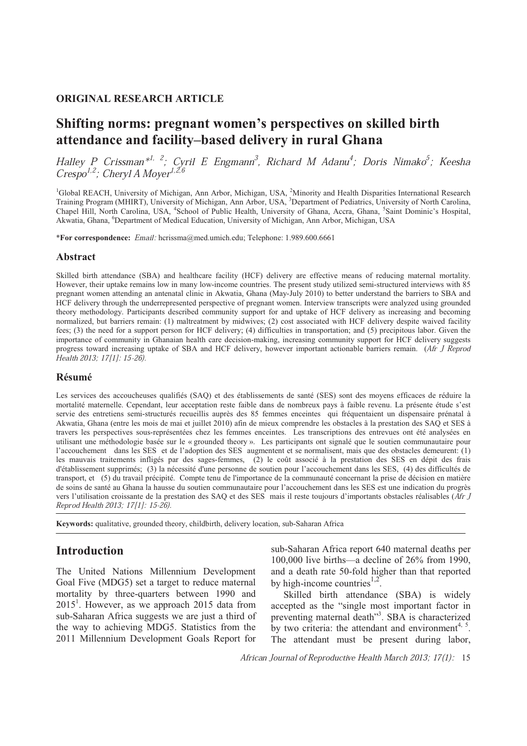**ORIGINAL RESEARCH ARTICLE**

# Shifting norms: pregnant women's perspectives on skilled birth attendance and facility–based delivery in rural Ghana

*Halley P Crissman*[*1, 2]; *Cyril E Engmann*[3]; *Richard M Adanu*[4]; *Doris Nimako*[5]; *Keesha Crespo*[1,2]; *Cheryl A Moyer*[1,2,6]

[1]Global REACH, University of Michigan, Ann Arbor, Michigan, USA, [2]Minority and Health Disparities International Research Training Program (MHIRT), University of Michigan, Ann Arbor, USA, [3]Department of Pediatrics, University of North Carolina, Chapel Hill, North Carolina, USA, [4]School of Public Health, University of Ghana, Accra, Ghana, [5]Saint Dominic's Hospital, Akwatia, Ghana, [6]Department of Medical Education, University of Michigan, Ann Arbor, Michigan, USA

***For correspondence:** *Email:* hcrissma@med.umich.edu; Telephone: 1.989.600.6661

## Abstract

Skilled birth attendance (SBA) and healthcare facility (HCF) delivery are effective means of reducing maternal mortality. However, their uptake remains low in many low-income countries. The present study utilized semi-structured interviews with 85 pregnant women attending an antenatal clinic in Akwatia, Ghana (May-July 2010) to better understand the barriers to SBA and HCF delivery through the underrepresented perspective of pregnant women. Interview transcripts were analyzed using grounded theory methodology. Participants described community support for and uptake of HCF delivery as increasing and becoming normalized, but barriers remain: (1) maltreatment by midwives; (2) cost associated with HCF delivery despite waived facility fees; (3) the need for a support person for HCF delivery; (4) difficulties in transportation; and (5) precipitous labor. Given the importance of community in Ghanaian health care decision-making, increasing community support for HCF delivery suggests progress toward increasing uptake of SBA and HCF delivery, however important actionable barriers remain. (*Afr J Reprod Health 2013; 17[1]: 15-26).*

## Résumé

Les services des accoucheuses qualifiés (SAQ) et des établissements de santé (SES) sont des moyens efficaces de réduire la mortalité maternelle. Cependant, leur acceptation reste faible dans de nombreux pays à faible revenu. La présente étude s'est servie des entretiens semi-structurés recueillis auprès des 85 femmes enceintes qui fréquentaient un dispensaire prénatal à Akwatia, Ghana (entre les mois de mai et juillet 2010) afin de mieux comprendre les obstacles à la prestation des SAQ et SES à travers les perspectives sous-représentées chez les femmes enceintes. Les transcriptions des entrevues ont été analysées en utilisant une méthodologie basée sur le « grounded theory ». Les participants ont signalé que le soutien communautaire pour l'accouchement dans les SES et de l'adoption des SES augmentent et se normalisent, mais que des obstacles demeurent: (1) les mauvais traitements infligés par des sages-femmes, (2) le coût associé à la prestation des SES en dépit des frais d'établissement supprimés; (3) la nécessité d'une personne de soutien pour l'accouchement dans les SES, (4) des difficultés de transport, et (5) du travail précipité. Compte tenu de l'importance de la communauté concernant la prise de décision en matière de soins de santé au Ghana la hausse du soutien communautaire pour l'accouchement dans les SES est une indication du progrès vers l'utilisation croissante de la prestation des SAQ et des SES mais il reste toujours d'importants obstacles réalisables (*Afr J Reprod Health 2013; 17[1]: 15-26).*

**Keywords:** qualitative, grounded theory, childbirth, delivery location, sub-Saharan Africa

## Introduction

The United Nations Millennium Development Goal Five (MDG5) set a target to reduce maternal mortality by three-quarters between 1990 and 2015[1]. However, as we approach 2015 data from sub-Saharan Africa suggests we are just a third of the way to achieving MDG5. Statistics from the 2011 Millennium Development Goals Report for sub-Saharan Africa report 640 maternal deaths per 100,000 live births—a decline of 26% from 1990, and a death rate 50-fold higher than that reported by high-income countries[1,2].

Skilled birth attendance (SBA) is widely accepted as the "single most important factor in preventing maternal death"[3]. SBA is characterized by two criteria: the attendant and environment[4, 5]. The attendant must be present during labor,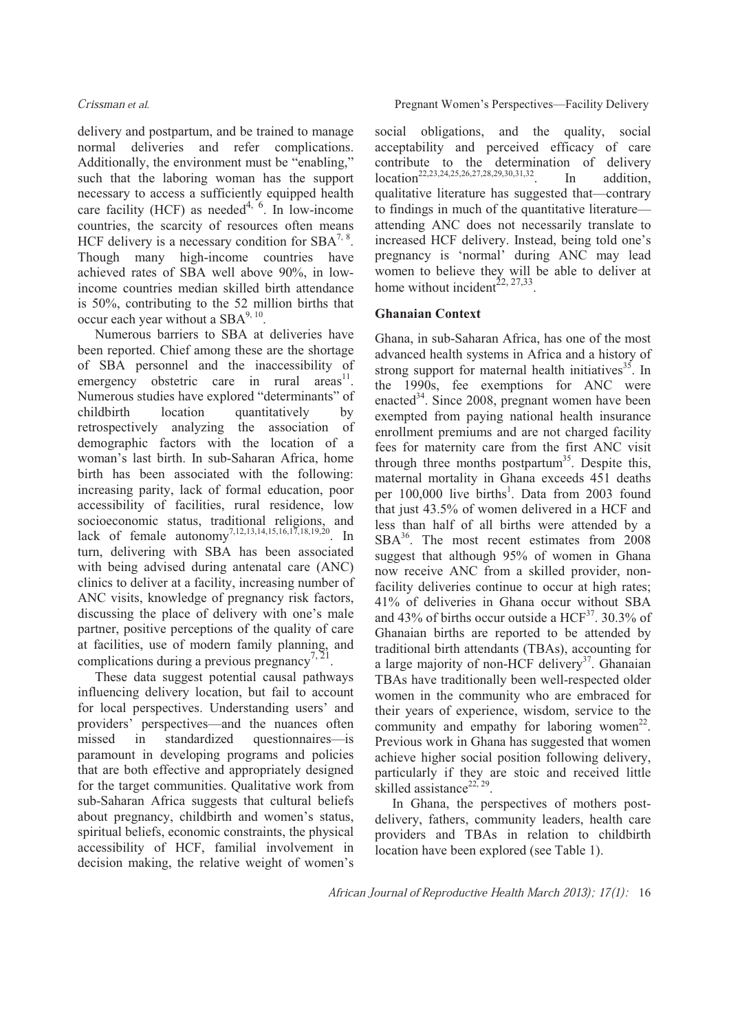delivery and postpartum, and be trained to manage normal deliveries and refer complications. Additionally, the environment must be "enabling," such that the laboring woman has the support necessary to access a sufficiently equipped health care facility (HCF) as needed[4, 6]. In low-income countries, the scarcity of resources often means HCF delivery is a necessary condition for SBA[7, 8]. Though many high-income countries have achieved rates of SBA well above 90%, in low-income countries median skilled birth attendance is 50%, contributing to the 52 million births that occur each year without a SBA[9, 10].

Numerous barriers to SBA at deliveries have been reported. Chief among these are the shortage of SBA personnel and the inaccessibility of emergency obstetric care in rural areas[11]. Numerous studies have explored "determinants" of childbirth location quantitatively by retrospectively analyzing the association of demographic factors with the location of a woman's last birth. In sub-Saharan Africa, home birth has been associated with the following: increasing parity, lack of formal education, poor accessibility of facilities, rural residence, low socioeconomic status, traditional religions, and lack of female autonomy[7,12,13,14,15,16,17,18,19,20]. In turn, delivering with SBA has been associated with being advised during antenatal care (ANC) clinics to deliver at a facility, increasing number of ANC visits, knowledge of pregnancy risk factors, discussing the place of delivery with one's male partner, positive perceptions of the quality of care at facilities, use of modern family planning, and complications during a previous pregnancy[7, 21].

These data suggest potential causal pathways influencing delivery location, but fail to account for local perspectives. Understanding users' and providers' perspectives—and the nuances often missed in standardized questionnaires—is paramount in developing programs and policies that are both effective and appropriately designed for the target communities. Qualitative work from sub-Saharan Africa suggests that cultural beliefs about pregnancy, childbirth and women's status, spiritual beliefs, economic constraints, the physical accessibility of HCF, familial involvement in decision making, the relative weight of women's social obligations, and the quality, social acceptability and perceived efficacy of care contribute to the determination of delivery location[22,23,24,25,26,27,28,29,30,31,32]. In addition, qualitative literature has suggested that—contrary to findings in much of the quantitative literature—attending ANC does not necessarily translate to increased HCF delivery. Instead, being told one's pregnancy is 'normal' during ANC may lead women to believe they will be able to deliver at home without incident[22, 27,33].

### Ghanaian Context

Ghana, in sub-Saharan Africa, has one of the most advanced health systems in Africa and a history of strong support for maternal health initiatives[35]. In the 1990s, fee exemptions for ANC were enacted[34]. Since 2008, pregnant women have been exempted from paying national health insurance enrollment premiums and are not charged facility fees for maternity care from the first ANC visit through three months postpartum[35]. Despite this, maternal mortality in Ghana exceeds 451 deaths per 100,000 live births[1]. Data from 2003 found that just 43.5% of women delivered in a HCF and less than half of all births were attended by a SBA[36]. The most recent estimates from 2008 suggest that although 95% of women in Ghana now receive ANC from a skilled provider, non-facility deliveries continue to occur at high rates; 41% of deliveries in Ghana occur without SBA and 43% of births occur outside a HCF[37]. 30.3% of Ghanaian births are reported to be attended by traditional birth attendants (TBAs), accounting for a large majority of non-HCF delivery[37]. Ghanaian TBAs have traditionally been well-respected older women in the community who are embraced for their years of experience, wisdom, service to the community and empathy for laboring women[22]. Previous work in Ghana has suggested that women achieve higher social position following delivery, particularly if they are stoic and received little skilled assistance[22, 29].

In Ghana, the perspectives of mothers post-delivery, fathers, community leaders, health care providers and TBAs in relation to childbirth location have been explored (see Table 1).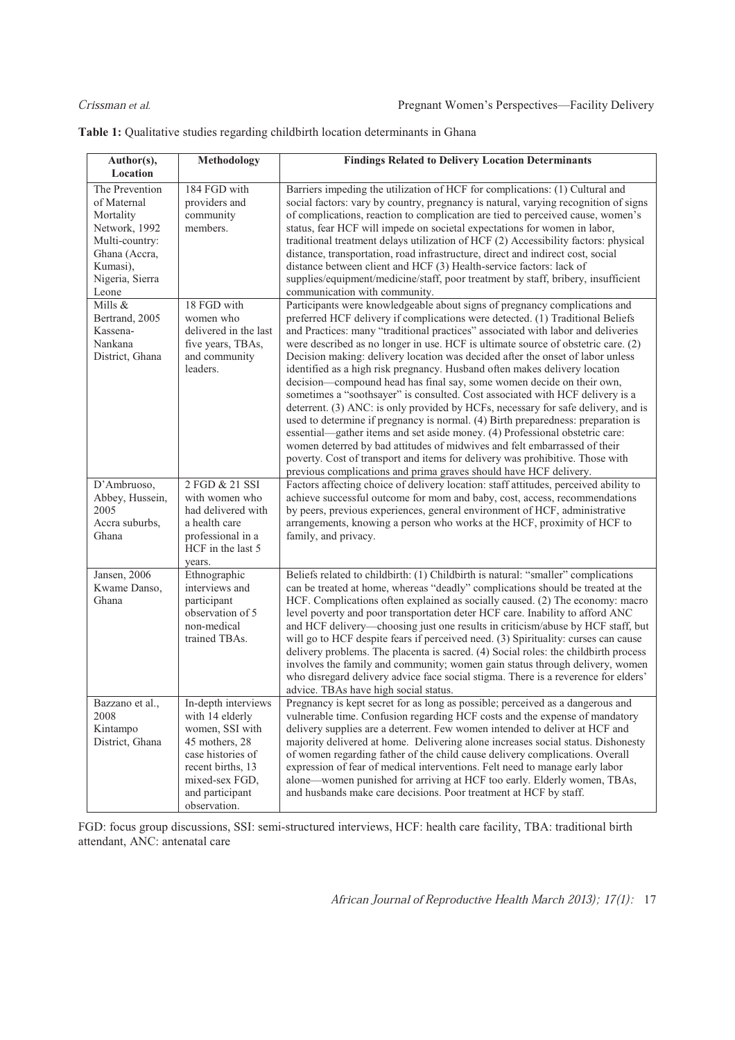**Table 1:** Qualitative studies regarding childbirth location determinants in Ghana

| Author(s), Location | Methodology | Findings Related to Delivery Location Determinants |
|---|---|---|
| The Prevention of Maternal Mortality Network, 1992 Multi-country: Ghana (Accra, Kumasi), Nigeria, Sierra Leone | 184 FGD with providers and community members. | Barriers impeding the utilization of HCF for complications: (1) Cultural and social factors: vary by country, pregnancy is natural, varying recognition of signs of complications, reaction to complication are tied to perceived cause, women's status, fear HCF will impede on societal expectations for women in labor, traditional treatment delays utilization of HCF (2) Accessibility factors: physical distance, transportation, road infrastructure, direct and indirect cost, social distance between client and HCF (3) Health-service factors: lack of supplies/equipment/medicine/staff, poor treatment by staff, bribery, insufficient communication with community. |
| Mills & Bertrand, 2005 Kassena-Nankana District, Ghana | 18 FGD with women who delivered in the last five years, TBAs, and community leaders. | Participants were knowledgeable about signs of pregnancy complications and preferred HCF delivery if complications were detected. (1) Traditional Beliefs and Practices: many "traditional practices" associated with labor and deliveries were described as no longer in use. HCF is ultimate source of obstetric care. (2) Decision making: delivery location was decided after the onset of labor unless identified as a high risk pregnancy. Husband often makes delivery location decision—compound head has final say, some women decide on their own, sometimes a "soothsayer" is consulted. Cost associated with HCF delivery is a deterrent. (3) ANC: is only provided by HCFs, necessary for safe delivery, and is used to determine if pregnancy is normal. (4) Birth preparedness: preparation is essential—gather items and set aside money. (4) Professional obstetric care: women deterred by bad attitudes of midwives and felt embarrassed of their poverty. Cost of transport and items for delivery was prohibitive. Those with previous complications and prima graves should have HCF delivery. |
| D'Ambruoso, Abbey, Hussein, 2005 Accra suburbs, Ghana | 2 FGD & 21 SSI with women who had delivered with a health care professional in a HCF in the last 5 years. | Factors affecting choice of delivery location: staff attitudes, perceived ability to achieve successful outcome for mom and baby, cost, access, recommendations by peers, previous experiences, general environment of HCF, administrative arrangements, knowing a person who works at the HCF, proximity of HCF to family, and privacy. |
| Jansen, 2006 Kwame Danso, Ghana | Ethnographic interviews and participant observation of 5 non-medical trained TBAs. | Beliefs related to childbirth: (1) Childbirth is natural: "smaller" complications can be treated at home, whereas "deadly" complications should be treated at the HCF. Complications often explained as socially caused. (2) The economy: macro level poverty and poor transportation deter HCF care. Inability to afford ANC and HCF delivery—choosing just one results in criticism/abuse by HCF staff, but will go to HCF despite fears if perceived need. (3) Spirituality: curses can cause delivery problems. The placenta is sacred. (4) Social roles: the childbirth process involves the family and community; women gain status through delivery, women who disregard delivery advice face social stigma. There is a reverence for elders' advice. TBAs have high social status. |
| Bazzano et al., 2008 Kintampo District, Ghana | In-depth interviews with 14 elderly women, SSI with 45 mothers, 28 case histories of recent births, 13 mixed-sex FGD, and participant observation. | Pregnancy is kept secret for as long as possible; perceived as a dangerous and vulnerable time. Confusion regarding HCF costs and the expense of mandatory delivery supplies are a deterrent. Few women intended to deliver at HCF and majority delivered at home. Delivering alone increases social status. Dishonesty of women regarding father of the child cause delivery complications. Overall expression of fear of medical interventions. Felt need to manage early labor alone—women punished for arriving at HCF too early. Elderly women, TBAs, and husbands make care decisions. Poor treatment at HCF by staff. |

FGD: focus group discussions, SSI: semi-structured interviews, HCF: health care facility, TBA: traditional birth attendant, ANC: antenatal care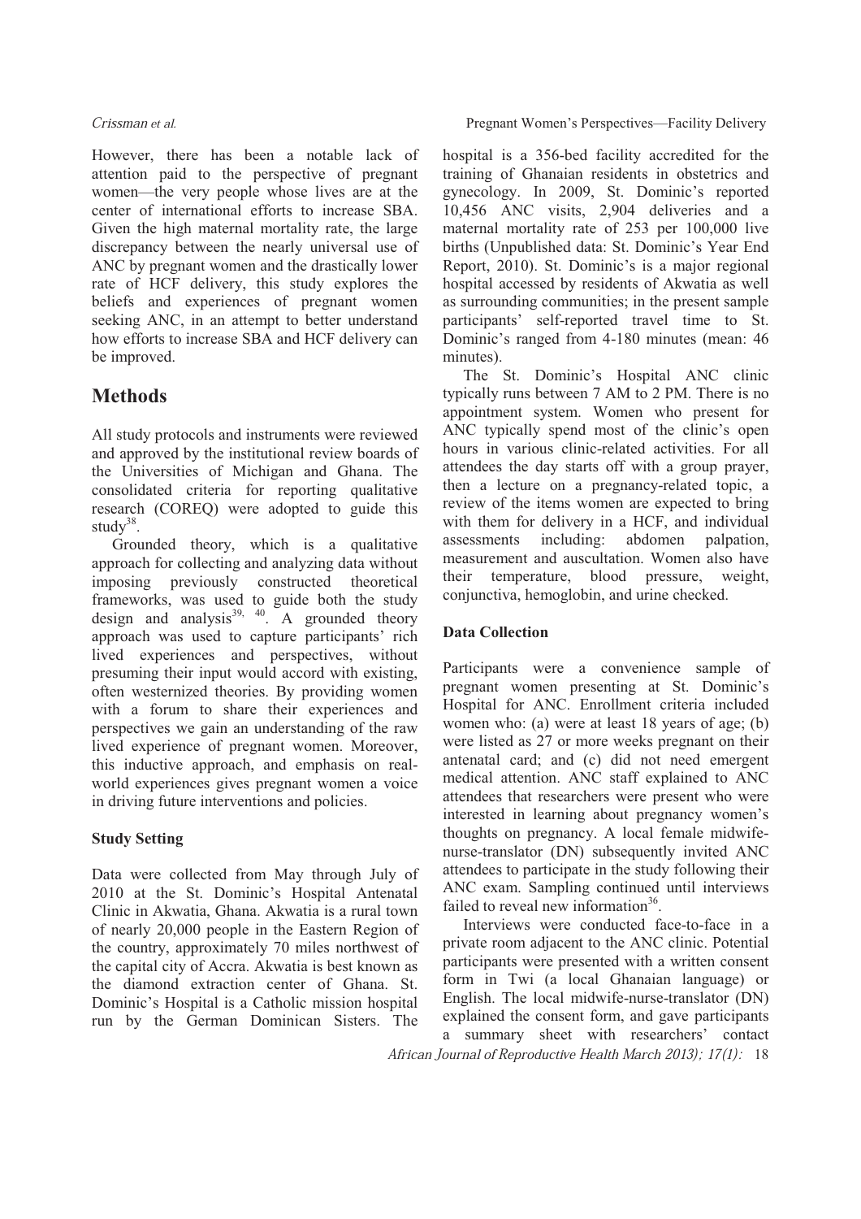However, there has been a notable lack of attention paid to the perspective of pregnant women—the very people whose lives are at the center of international efforts to increase SBA. Given the high maternal mortality rate, the large discrepancy between the nearly universal use of ANC by pregnant women and the drastically lower rate of HCF delivery, this study explores the beliefs and experiences of pregnant women seeking ANC, in an attempt to better understand how efforts to increase SBA and HCF delivery can be improved.

## Methods

All study protocols and instruments were reviewed and approved by the institutional review boards of the Universities of Michigan and Ghana. The consolidated criteria for reporting qualitative research (COREQ) were adopted to guide this study[38].

Grounded theory, which is a qualitative approach for collecting and analyzing data without imposing previously constructed theoretical frameworks, was used to guide both the study design and analysis[39, 40]. A grounded theory approach was used to capture participants' rich lived experiences and perspectives, without presuming their input would accord with existing, often westernized theories. By providing women with a forum to share their experiences and perspectives we gain an understanding of the raw lived experience of pregnant women. Moreover, this inductive approach, and emphasis on real-world experiences gives pregnant women a voice in driving future interventions and policies.

### Study Setting

Data were collected from May through July of 2010 at the St. Dominic's Hospital Antenatal Clinic in Akwatia, Ghana. Akwatia is a rural town of nearly 20,000 people in the Eastern Region of the country, approximately 70 miles northwest of the capital city of Accra. Akwatia is best known as the diamond extraction center of Ghana. St. Dominic's Hospital is a Catholic mission hospital run by the German Dominican Sisters. The hospital is a 356-bed facility accredited for the training of Ghanaian residents in obstetrics and gynecology. In 2009, St. Dominic's reported 10,456 ANC visits, 2,904 deliveries and a maternal mortality rate of 253 per 100,000 live births (Unpublished data: St. Dominic's Year End Report, 2010). St. Dominic's is a major regional hospital accessed by residents of Akwatia as well as surrounding communities; in the present sample participants' self-reported travel time to St. Dominic's ranged from 4-180 minutes (mean: 46 minutes).

The St. Dominic's Hospital ANC clinic typically runs between 7 AM to 2 PM. There is no appointment system. Women who present for ANC typically spend most of the clinic's open hours in various clinic-related activities. For all attendees the day starts off with a group prayer, then a lecture on a pregnancy-related topic, a review of the items women are expected to bring with them for delivery in a HCF, and individual assessments including: abdomen palpation, measurement and auscultation. Women also have their temperature, blood pressure, weight, conjunctiva, hemoglobin, and urine checked.

### Data Collection

Participants were a convenience sample of pregnant women presenting at St. Dominic's Hospital for ANC. Enrollment criteria included women who: (a) were at least 18 years of age; (b) were listed as 27 or more weeks pregnant on their antenatal card; and (c) did not need emergent medical attention. ANC staff explained to ANC attendees that researchers were present who were interested in learning about pregnancy women's thoughts on pregnancy. A local female midwife-nurse-translator (DN) subsequently invited ANC attendees to participate in the study following their ANC exam. Sampling continued until interviews failed to reveal new information[36].

Interviews were conducted face-to-face in a private room adjacent to the ANC clinic. Potential participants were presented with a written consent form in Twi (a local Ghanaian language) or English. The local midwife-nurse-translator (DN) explained the consent form, and gave participants a summary sheet with researchers' contact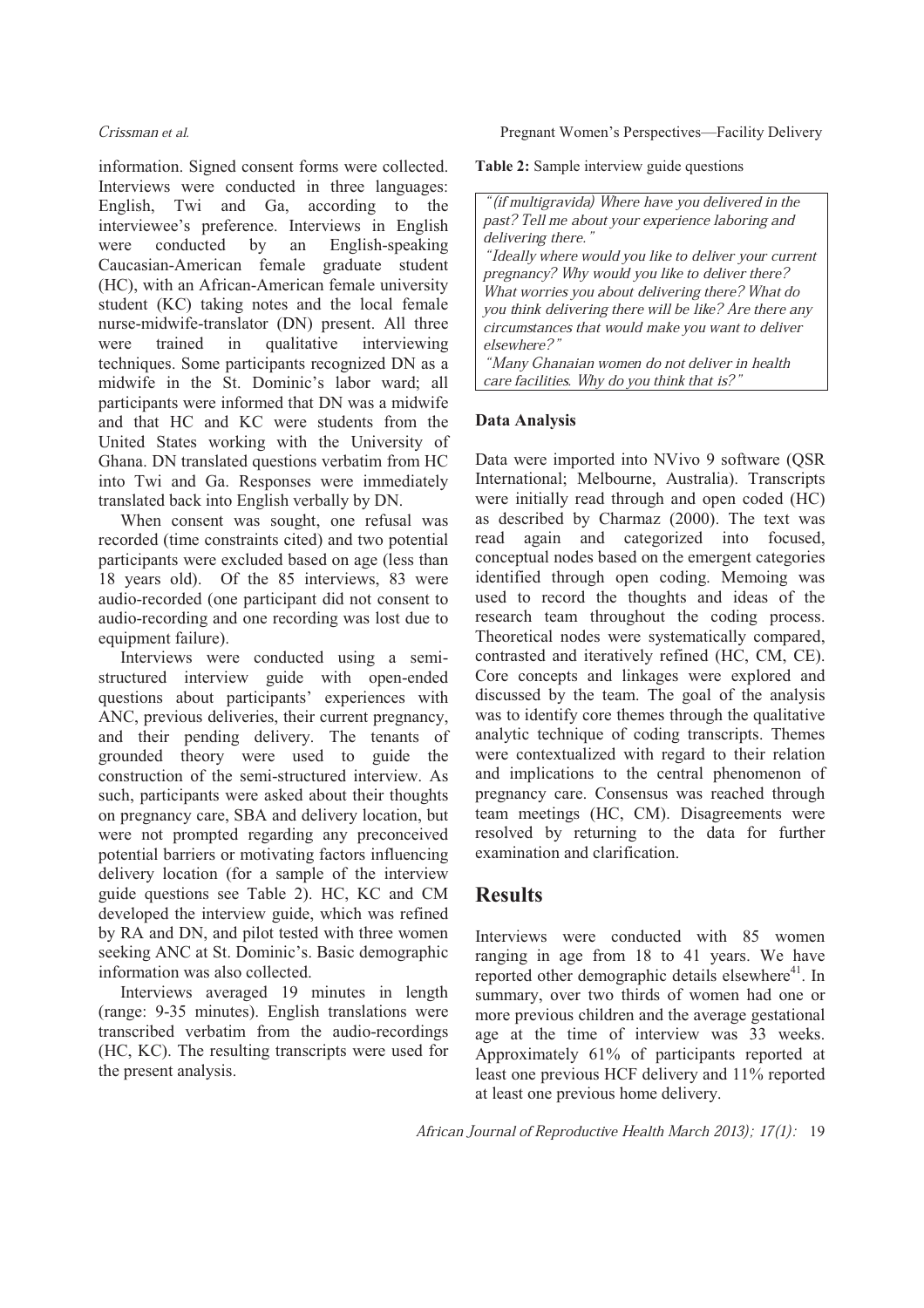information. Signed consent forms were collected. Interviews were conducted in three languages: English, Twi and Ga, according to the interviewee's preference. Interviews in English were conducted by an English-speaking Caucasian-American female graduate student (HC), with an African-American female university student (KC) taking notes and the local female nurse-midwife-translator (DN) present. All three were trained in qualitative interviewing techniques. Some participants recognized DN as a midwife in the St. Dominic's labor ward; all participants were informed that DN was a midwife and that HC and KC were students from the United States working with the University of Ghana. DN translated questions verbatim from HC into Twi and Ga. Responses were immediately translated back into English verbally by DN.

When consent was sought, one refusal was recorded (time constraints cited) and two potential participants were excluded based on age (less than 18 years old). Of the 85 interviews, 83 were audio-recorded (one participant did not consent to audio-recording and one recording was lost due to equipment failure).

Interviews were conducted using a semi-structured interview guide with open-ended questions about participants' experiences with ANC, previous deliveries, their current pregnancy, and their pending delivery. The tenants of grounded theory were used to guide the construction of the semi-structured interview. As such, participants were asked about their thoughts on pregnancy care, SBA and delivery location, but were not prompted regarding any preconceived potential barriers or motivating factors influencing delivery location (for a sample of the interview guide questions see Table 2). HC, KC and CM developed the interview guide, which was refined by RA and DN, and pilot tested with three women seeking ANC at St. Dominic's. Basic demographic information was also collected.

Interviews averaged 19 minutes in length (range: 9-35 minutes). English translations were transcribed verbatim from the audio-recordings (HC, KC). The resulting transcripts were used for the present analysis.

**Table 2:** Sample interview guide questions

| |
|---|
| *"(if multigravida) Where have you delivered in the past? Tell me about your experience laboring and delivering there."* |
| *"Ideally where would you like to deliver your current pregnancy? Why would you like to deliver there? What worries you about delivering there? What do you think delivering there will be like? Are there any circumstances that would make you want to deliver elsewhere?"* |
| *"Many Ghanaian women do not deliver in health care facilities. Why do you think that is?"* |

### Data Analysis

Data were imported into NVivo 9 software (QSR International; Melbourne, Australia). Transcripts were initially read through and open coded (HC) as described by Charmaz (2000). The text was read again and categorized into focused, conceptual nodes based on the emergent categories identified through open coding. Memoing was used to record the thoughts and ideas of the research team throughout the coding process. Theoretical nodes were systematically compared, contrasted and iteratively refined (HC, CM, CE). Core concepts and linkages were explored and discussed by the team. The goal of the analysis was to identify core themes through the qualitative analytic technique of coding transcripts. Themes were contextualized with regard to their relation and implications to the central phenomenon of pregnancy care. Consensus was reached through team meetings (HC, CM). Disagreements were resolved by returning to the data for further examination and clarification.

## Results

Interviews were conducted with 85 women ranging in age from 18 to 41 years. We have reported other demographic details elsewhere[41]. In summary, over two thirds of women had one or more previous children and the average gestational age at the time of interview was 33 weeks. Approximately 61% of participants reported at least one previous HCF delivery and 11% reported at least one previous home delivery.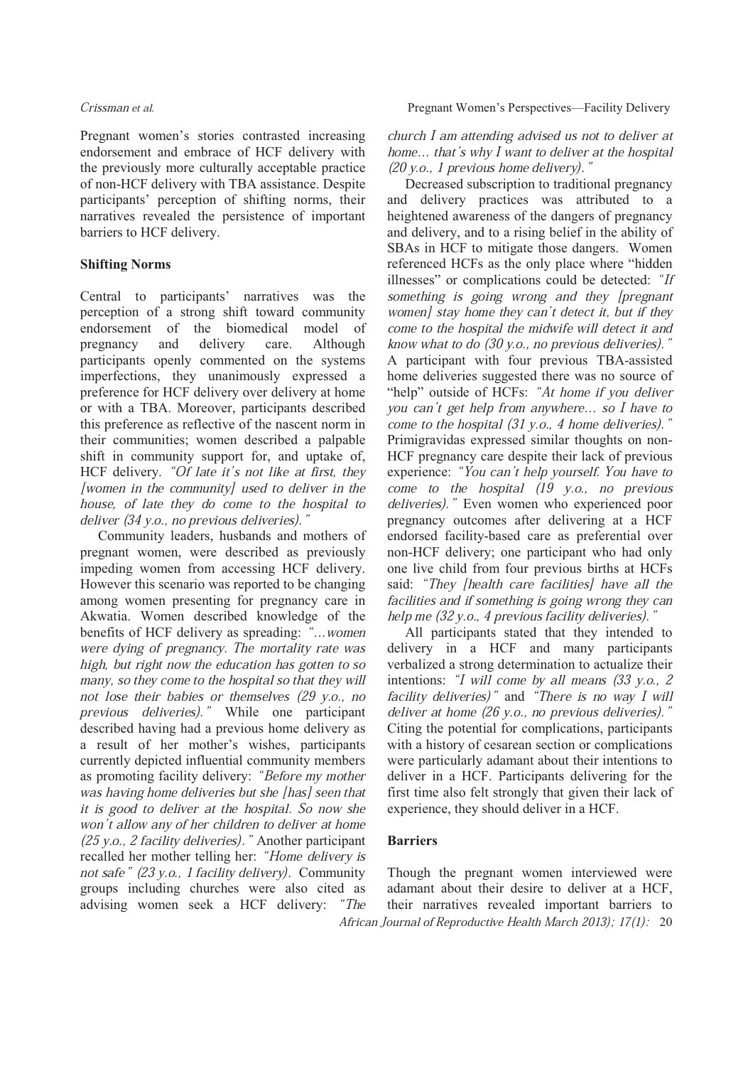Pregnant women's stories contrasted increasing endorsement and embrace of HCF delivery with the previously more culturally acceptable practice of non-HCF delivery with TBA assistance. Despite participants' perception of shifting norms, their narratives revealed the persistence of important barriers to HCF delivery.

### Shifting Norms

Central to participants' narratives was the perception of a strong shift toward community endorsement of the biomedical model of pregnancy and delivery care. Although participants openly commented on the systems imperfections, they unanimously expressed a preference for HCF delivery over delivery at home or with a TBA. Moreover, participants described this preference as reflective of the nascent norm in their communities; women described a palpable shift in community support for, and uptake of, HCF delivery. *"Of late it's not like at first, they [women in the community] used to deliver in the house, of late they do come to the hospital to deliver (34 y.o., no previous deliveries)."*

Community leaders, husbands and mothers of pregnant women, were described as previously impeding women from accessing HCF delivery. However this scenario was reported to be changing among women presenting for pregnancy care in Akwatia. Women described knowledge of the benefits of HCF delivery as spreading: *"…women were dying of pregnancy. The mortality rate was high, but right now the education has gotten to so many, so they come to the hospital so that they will not lose their babies or themselves (29 y.o., no previous deliveries)."* While one participant described having had a previous home delivery as a result of her mother's wishes, participants currently depicted influential community members as promoting facility delivery: *"Before my mother was having home deliveries but she [has] seen that it is good to deliver at the hospital. So now she won't allow any of her children to deliver at home (25 y.o., 2 facility deliveries)."* Another participant recalled her mother telling her: *"Home delivery is not safe" (23 y.o., 1 facility delivery).* Community groups including churches were also cited as advising women seek a HCF delivery: *"The church I am attending advised us not to deliver at home… that's why I want to deliver at the hospital (20 y.o., 1 previous home delivery)."*

Decreased subscription to traditional pregnancy and delivery practices was attributed to a heightened awareness of the dangers of pregnancy and delivery, and to a rising belief in the ability of SBAs in HCF to mitigate those dangers. Women referenced HCFs as the only place where "hidden illnesses" or complications could be detected: *"If something is going wrong and they [pregnant women] stay home they can't detect it, but if they come to the hospital the midwife will detect it and know what to do (30 y.o., no previous deliveries)."* A participant with four previous TBA-assisted home deliveries suggested there was no source of "help" outside of HCFs: *"At home if you deliver you can't get help from anywhere… so I have to come to the hospital (31 y.o., 4 home deliveries)."* Primigravidas expressed similar thoughts on non-HCF pregnancy care despite their lack of previous experience: *"You can't help yourself. You have to come to the hospital (19 y.o., no previous deliveries)."* Even women who experienced poor pregnancy outcomes after delivering at a HCF endorsed facility-based care as preferential over non-HCF delivery; one participant who had only one live child from four previous births at HCFs said: *"They [health care facilities] have all the facilities and if something is going wrong they can help me (32 y.o., 4 previous facility deliveries)."*

All participants stated that they intended to delivery in a HCF and many participants verbalized a strong determination to actualize their intentions: *"I will come by all means (33 y.o., 2 facility deliveries)"* and *"There is no way I will deliver at home (26 y.o., no previous deliveries)."* Citing the potential for complications, participants with a history of cesarean section or complications were particularly adamant about their intentions to deliver in a HCF. Participants delivering for the first time also felt strongly that given their lack of experience, they should deliver in a HCF.

### Barriers

Though the pregnant women interviewed were adamant about their desire to deliver at a HCF, their narratives revealed important barriers to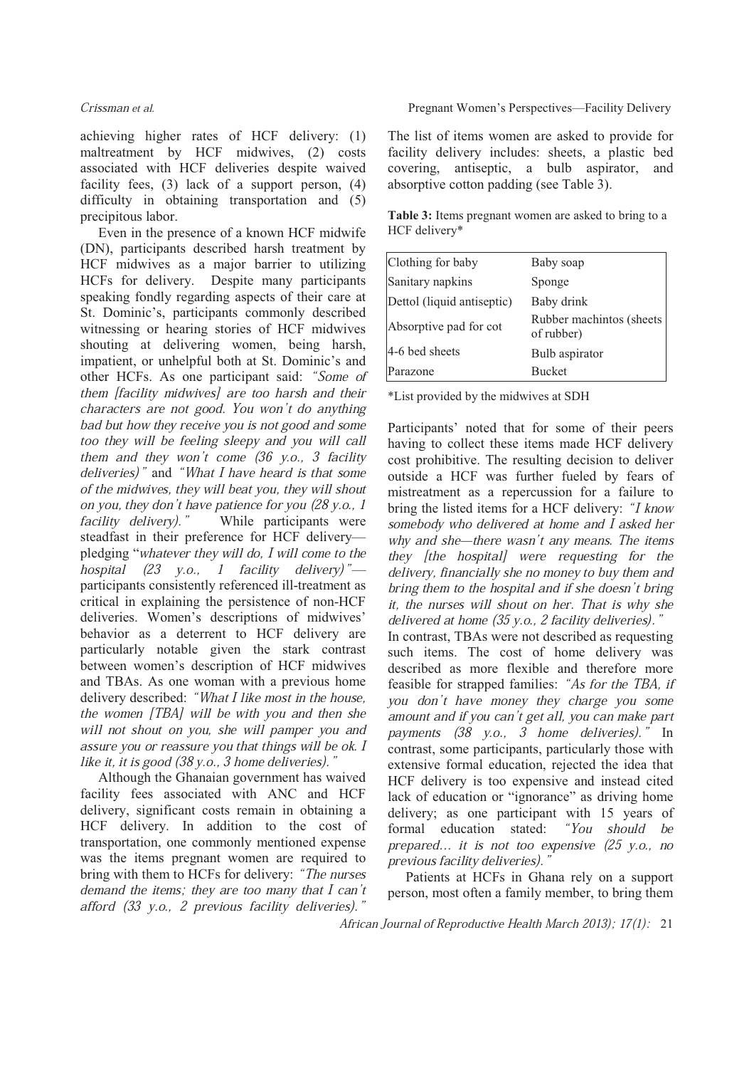achieving higher rates of HCF delivery: (1) maltreatment by HCF midwives, (2) costs associated with HCF deliveries despite waived facility fees, (3) lack of a support person, (4) difficulty in obtaining transportation and (5) precipitous labor.

Even in the presence of a known HCF midwife (DN), participants described harsh treatment by HCF midwives as a major barrier to utilizing HCFs for delivery. Despite many participants speaking fondly regarding aspects of their care at St. Dominic's, participants commonly described witnessing or hearing stories of HCF midwives shouting at delivering women, being harsh, impatient, or unhelpful both at St. Dominic's and other HCFs. As one participant said: *"Some of them [facility midwives] are too harsh and their characters are not good. You won't do anything bad but how they receive you is not good and some too they will be feeling sleepy and you will call them and they won't come (36 y.o., 3 facility deliveries)"* and *"What I have heard is that some of the midwives, they will beat you, they will shout on you, they don't have patience for you (28 y.o., 1 facility delivery)."* While participants were steadfast in their preference for HCF delivery—pledging "*whatever they will do, I will come to the hospital (23 y.o., 1 facility delivery)*"—participants consistently referenced ill-treatment as critical in explaining the persistence of non-HCF deliveries. Women's descriptions of midwives' behavior as a deterrent to HCF delivery are particularly notable given the stark contrast between women's description of HCF midwives and TBAs. As one woman with a previous home delivery described: *"What I like most in the house, the women [TBA] will be with you and then she will not shout on you, she will pamper you and assure you or reassure you that things will be ok. I like it, it is good (38 y.o., 3 home deliveries)."*

Although the Ghanaian government has waived facility fees associated with ANC and HCF delivery, significant costs remain in obtaining a HCF delivery. In addition to the cost of transportation, one commonly mentioned expense was the items pregnant women are required to bring with them to HCFs for delivery: *"The nurses demand the items; they are too many that I can't afford (33 y.o., 2 previous facility deliveries)."* The list of items women are asked to provide for facility delivery includes: sheets, a plastic bed covering, antiseptic, a bulb aspirator, and absorptive cotton padding (see Table 3).

**Table 3:** Items pregnant women are asked to bring to a HCF delivery*

| | |
|---|---|
| Clothing for baby | Baby soap |
| Sanitary napkins | Sponge |
| Dettol (liquid antiseptic) | Baby drink |
| Absorptive pad for cot | Rubber machintos (sheets of rubber) |
| 4-6 bed sheets | Bulb aspirator |
| Parazone | Bucket |

*List provided by the midwives at SDH

Participants' noted that for some of their peers having to collect these items made HCF delivery cost prohibitive. The resulting decision to deliver outside a HCF was further fueled by fears of mistreatment as a repercussion for a failure to bring the listed items for a HCF delivery: *"I know somebody who delivered at home and I asked her why and she—there wasn't any means. The items they [the hospital] were requesting for the delivery, financially she no money to buy them and bring them to the hospital and if she doesn't bring it, the nurses will shout on her. That is why she delivered at home (35 y.o., 2 facility deliveries)."* In contrast, TBAs were not described as requesting such items. The cost of home delivery was described as more flexible and therefore more feasible for strapped families: *"As for the TBA, if you don't have money they charge you some amount and if you can't get all, you can make part payments (38 y.o., 3 home deliveries)."* In contrast, some participants, particularly those with extensive formal education, rejected the idea that HCF delivery is too expensive and instead cited lack of education or "ignorance" as driving home delivery; as one participant with 15 years of formal education stated: *"You should be prepared… it is not too expensive (25 y.o., no previous facility deliveries)."*

Patients at HCFs in Ghana rely on a support person, most often a family member, to bring them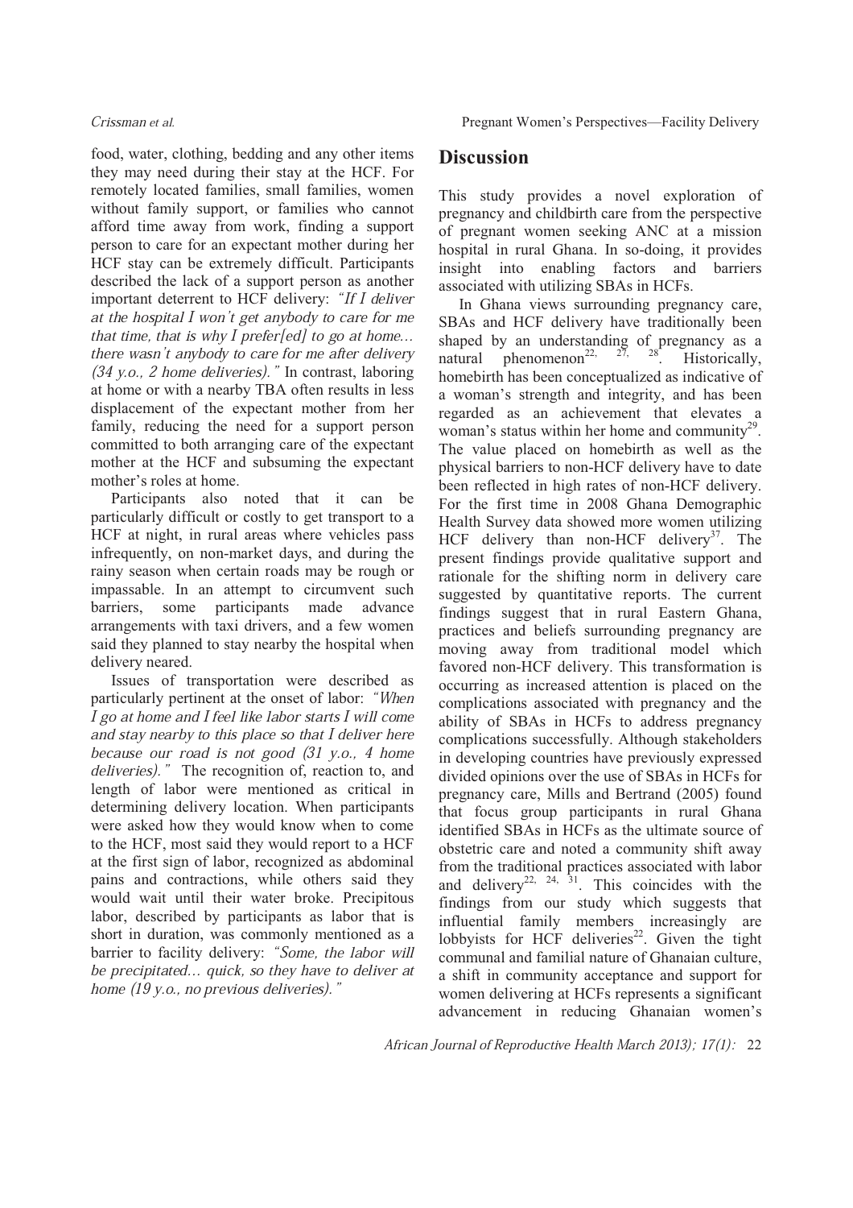food, water, clothing, bedding and any other items they may need during their stay at the HCF. For remotely located families, small families, women without family support, or families who cannot afford time away from work, finding a support person to care for an expectant mother during her HCF stay can be extremely difficult. Participants described the lack of a support person as another important deterrent to HCF delivery: *"If I deliver at the hospital I won't get anybody to care for me that time, that is why I prefer[ed] to go at home... there wasn't anybody to care for me after delivery (34 y.o., 2 home deliveries)."* In contrast, laboring at home or with a nearby TBA often results in less displacement of the expectant mother from her family, reducing the need for a support person committed to both arranging care of the expectant mother at the HCF and subsuming the expectant mother's roles at home.

Participants also noted that it can be particularly difficult or costly to get transport to a HCF at night, in rural areas where vehicles pass infrequently, on non-market days, and during the rainy season when certain roads may be rough or impassable. In an attempt to circumvent such barriers, some participants made advance arrangements with taxi drivers, and a few women said they planned to stay nearby the hospital when delivery neared.

Issues of transportation were described as particularly pertinent at the onset of labor: *"When I go at home and I feel like labor starts I will come and stay nearby to this place so that I deliver here because our road is not good (31 y.o., 4 home deliveries)."* The recognition of, reaction to, and length of labor were mentioned as critical in determining delivery location. When participants were asked how they would know when to come to the HCF, most said they would report to a HCF at the first sign of labor, recognized as abdominal pains and contractions, while others said they would wait until their water broke. Precipitous labor, described by participants as labor that is short in duration, was commonly mentioned as a barrier to facility delivery: *"Some, the labor will be precipitated... quick, so they have to deliver at home (19 y.o., no previous deliveries)."*

## Discussion

This study provides a novel exploration of pregnancy and childbirth care from the perspective of pregnant women seeking ANC at a mission hospital in rural Ghana. In so-doing, it provides insight into enabling factors and barriers associated with utilizing SBAs in HCFs.

In Ghana views surrounding pregnancy care, SBAs and HCF delivery have traditionally been shaped by an understanding of pregnancy as a natural phenomenon[22, 27, 28]. Historically, homebirth has been conceptualized as indicative of a woman's strength and integrity, and has been regarded as an achievement that elevates a woman's status within her home and community[29]. The value placed on homebirth as well as the physical barriers to non-HCF delivery have to date been reflected in high rates of non-HCF delivery. For the first time in 2008 Ghana Demographic Health Survey data showed more women utilizing HCF delivery than non-HCF delivery[37]. The present findings provide qualitative support and rationale for the shifting norm in delivery care suggested by quantitative reports. The current findings suggest that in rural Eastern Ghana, practices and beliefs surrounding pregnancy are moving away from traditional model which favored non-HCF delivery. This transformation is occurring as increased attention is placed on the complications associated with pregnancy and the ability of SBAs in HCFs to address pregnancy complications successfully. Although stakeholders in developing countries have previously expressed divided opinions over the use of SBAs in HCFs for pregnancy care, Mills and Bertrand (2005) found that focus group participants in rural Ghana identified SBAs in HCFs as the ultimate source of obstetric care and noted a community shift away from the traditional practices associated with labor and delivery[22, 24, 31]. This coincides with the findings from our study which suggests that influential family members increasingly are lobbyists for HCF deliveries[22]. Given the tight communal and familial nature of Ghanaian culture, a shift in community acceptance and support for women delivering at HCFs represents a significant advancement in reducing Ghanaian women's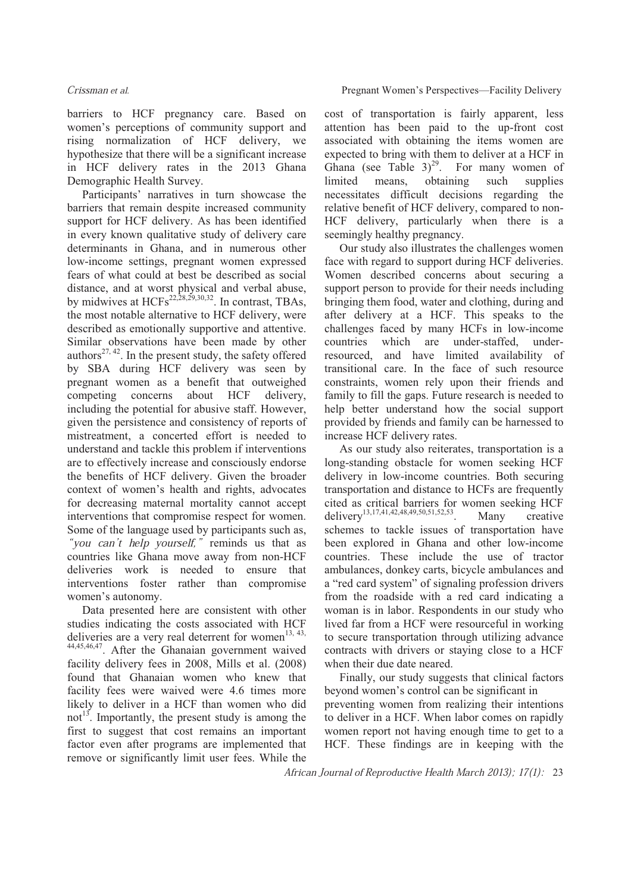barriers to HCF pregnancy care. Based on women's perceptions of community support and rising normalization of HCF delivery, we hypothesize that there will be a significant increase in HCF delivery rates in the 2013 Ghana Demographic Health Survey.

Participants' narratives in turn showcase the barriers that remain despite increased community support for HCF delivery. As has been identified in every known qualitative study of delivery care determinants in Ghana, and in numerous other low-income settings, pregnant women expressed fears of what could at best be described as social distance, and at worst physical and verbal abuse, by midwives at HCFs[22,28,29,30,32]. In contrast, TBAs, the most notable alternative to HCF delivery, were described as emotionally supportive and attentive. Similar observations have been made by other authors[27, 42]. In the present study, the safety offered by SBA during HCF delivery was seen by pregnant women as a benefit that outweighed competing concerns about HCF delivery, including the potential for abusive staff. However, given the persistence and consistency of reports of mistreatment, a concerted effort is needed to understand and tackle this problem if interventions are to effectively increase and consciously endorse the benefits of HCF delivery. Given the broader context of women's health and rights, advocates for decreasing maternal mortality cannot accept interventions that compromise respect for women. Some of the language used by participants such as, *"you can't help yourself,"* reminds us that as countries like Ghana move away from non-HCF deliveries work is needed to ensure that interventions foster rather than compromise women's autonomy.

Data presented here are consistent with other studies indicating the costs associated with HCF deliveries are a very real deterrent for women[13, 43, 44,45,46,47]. After the Ghanaian government waived facility delivery fees in 2008, Mills et al. (2008) found that Ghanaian women who knew that facility fees were waived were 4.6 times more likely to deliver in a HCF than women who did not[13]. Importantly, the present study is among the first to suggest that cost remains an important factor even after programs are implemented that remove or significantly limit user fees. While the cost of transportation is fairly apparent, less attention has been paid to the up-front cost associated with obtaining the items women are expected to bring with them to deliver at a HCF in Ghana (see Table 3)[29]. For many women of limited means, obtaining such supplies necessitates difficult decisions regarding the relative benefit of HCF delivery, compared to non-HCF delivery, particularly when there is a seemingly healthy pregnancy.

Our study also illustrates the challenges women face with regard to support during HCF deliveries. Women described concerns about securing a support person to provide for their needs including bringing them food, water and clothing, during and after delivery at a HCF. This speaks to the challenges faced by many HCFs in low-income countries which are under-staffed, under-resourced, and have limited availability of transitional care. In the face of such resource constraints, women rely upon their friends and family to fill the gaps. Future research is needed to help better understand how the social support provided by friends and family can be harnessed to increase HCF delivery rates.

As our study also reiterates, transportation is a long-standing obstacle for women seeking HCF delivery in low-income countries. Both securing transportation and distance to HCFs are frequently cited as critical barriers for women seeking HCF delivery[13,17,41,42,48,49,50,51,52,53]. Many creative schemes to tackle issues of transportation have been explored in Ghana and other low-income countries. These include the use of tractor ambulances, donkey carts, bicycle ambulances and a "red card system" of signaling profession drivers from the roadside with a red card indicating a woman is in labor. Respondents in our study who lived far from a HCF were resourceful in working to secure transportation through utilizing advance contracts with drivers or staying close to a HCF when their due date neared.

Finally, our study suggests that clinical factors beyond women's control can be significant in preventing women from realizing their intentions to deliver in a HCF. When labor comes on rapidly women report not having enough time to get to a HCF. These findings are in keeping with the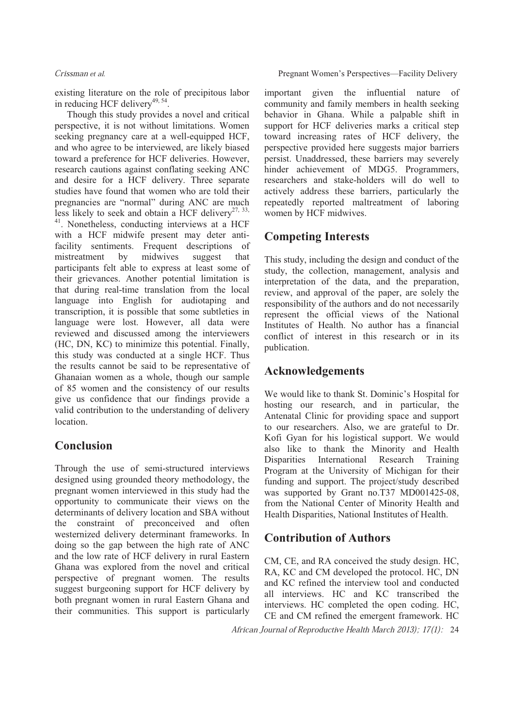existing literature on the role of precipitous labor in reducing HCF delivery[49, 54].

Though this study provides a novel and critical perspective, it is not without limitations. Women seeking pregnancy care at a well-equipped HCF, and who agree to be interviewed, are likely biased toward a preference for HCF deliveries. However, research cautions against conflating seeking ANC and desire for a HCF delivery. Three separate studies have found that women who are told their pregnancies are "normal" during ANC are much less likely to seek and obtain a HCF delivery[27, 33, 41]. Nonetheless, conducting interviews at a HCF with a HCF midwife present may deter anti-facility sentiments. Frequent descriptions of mistreatment by midwives suggest that participants felt able to express at least some of their grievances. Another potential limitation is that during real-time translation from the local language into English for audiotaping and transcription, it is possible that some subtleties in language were lost. However, all data were reviewed and discussed among the interviewers (HC, DN, KC) to minimize this potential. Finally, this study was conducted at a single HCF. Thus the results cannot be said to be representative of Ghanaian women as a whole, though our sample of 85 women and the consistency of our results give us confidence that our findings provide a valid contribution to the understanding of delivery location.

## Conclusion

Through the use of semi-structured interviews designed using grounded theory methodology, the pregnant women interviewed in this study had the opportunity to communicate their views on the determinants of delivery location and SBA without the constraint of preconceived and often westernized delivery determinant frameworks. In doing so the gap between the high rate of ANC and the low rate of HCF delivery in rural Eastern Ghana was explored from the novel and critical perspective of pregnant women. The results suggest burgeoning support for HCF delivery by both pregnant women in rural Eastern Ghana and their communities. This support is particularly important given the influential nature of community and family members in health seeking behavior in Ghana. While a palpable shift in support for HCF deliveries marks a critical step toward increasing rates of HCF delivery, the perspective provided here suggests major barriers persist. Unaddressed, these barriers may severely hinder achievement of MDG5. Programmers, researchers and stake-holders will do well to actively address these barriers, particularly the repeatedly reported maltreatment of laboring women by HCF midwives.

## Competing Interests

This study, including the design and conduct of the study, the collection, management, analysis and interpretation of the data, and the preparation, review, and approval of the paper, are solely the responsibility of the authors and do not necessarily represent the official views of the National Institutes of Health. No author has a financial conflict of interest in this research or in its publication.

## Acknowledgements

We would like to thank St. Dominic's Hospital for hosting our research, and in particular, the Antenatal Clinic for providing space and support to our researchers. Also, we are grateful to Dr. Kofi Gyan for his logistical support. We would also like to thank the Minority and Health Disparities International Research Training Program at the University of Michigan for their funding and support. The project/study described was supported by Grant no.T37 MD001425-08, from the National Center of Minority Health and Health Disparities, National Institutes of Health.

## Contribution of Authors

CM, CE, and RA conceived the study design. HC, RA, KC and CM developed the protocol. HC, DN and KC refined the interview tool and conducted all interviews. HC and KC transcribed the interviews. HC completed the open coding. HC, CE and CM refined the emergent framework. HC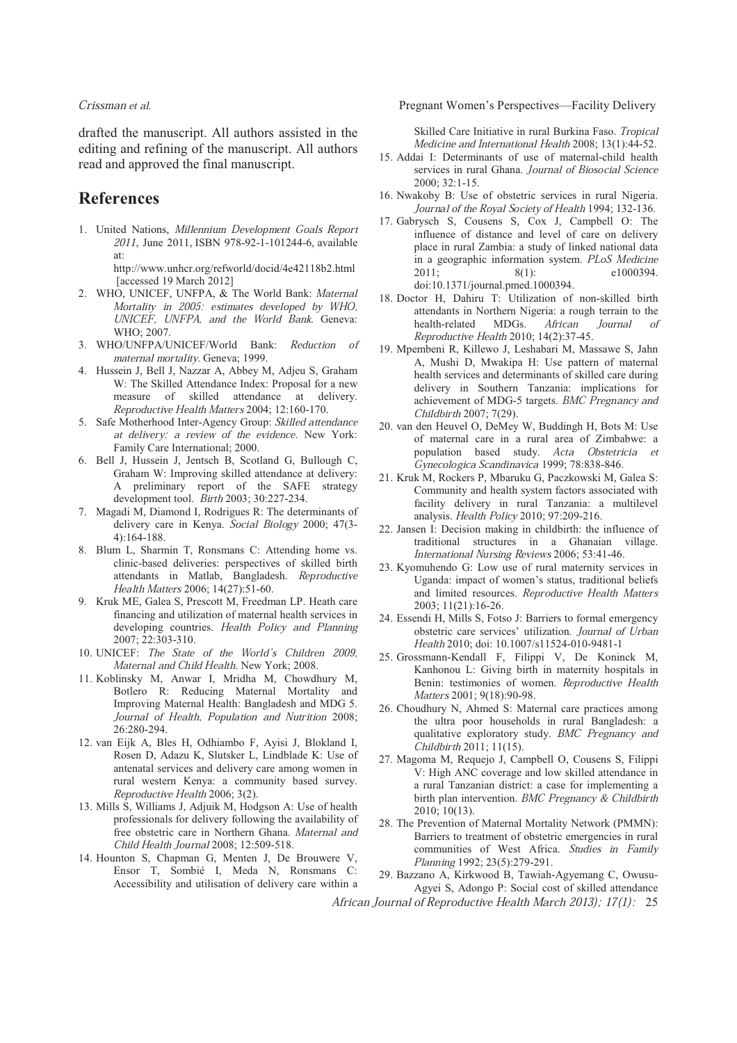drafted the manuscript. All authors assisted in the editing and refining of the manuscript. All authors read and approved the final manuscript.

## References

1. United Nations, *Millennium Development Goals Report 2011*, June 2011, ISBN 978-92-1-101244-6, available at: http://www.unhcr.org/refworld/docid/4e42118b2.html [accessed 19 March 2012]
2. WHO, UNICEF, UNFPA, & The World Bank: *Maternal Mortality in 2005: estimates developed by WHO, UNICEF, UNFPA, and the World Bank*. Geneva: WHO; 2007.
3. WHO/UNFPA/UNICEF/World Bank: *Reduction of maternal mortality*. Geneva; 1999.
4. Hussein J, Bell J, Nazzar A, Abbey M, Adjeu S, Graham W: The Skilled Attendance Index: Proposal for a new measure of skilled attendance at delivery. *Reproductive Health Matters* 2004; 12:160-170.
5. Safe Motherhood Inter-Agency Group: *Skilled attendance at delivery: a review of the evidence*. New York: Family Care International; 2000.
6. Bell J, Hussein J, Jentsch B, Scotland G, Bullough C, Graham W: Improving skilled attendance at delivery: A preliminary report of the SAFE strategy development tool. *Birth* 2003; 30:227-234.
7. Magadi M, Diamond I, Rodrigues R: The determinants of delivery care in Kenya. *Social Biology* 2000; 47(3-4):164-188.
8. Blum L, Sharmin T, Ronsmans C: Attending home vs. clinic-based deliveries: perspectives of skilled birth attendants in Matlab, Bangladesh. *Reproductive Health Matters* 2006; 14(27):51-60.
9. Kruk ME, Galea S, Prescott M, Freedman LP. Heath care financing and utilization of maternal health services in developing countries. *Health Policy and Planning* 2007; 22:303-310.
10. UNICEF: *The State of the World's Children 2009, Maternal and Child Health*. New York; 2008.
11. Koblinsky M, Anwar I, Mridha M, Chowdhury M, Botlero R: Reducing Maternal Mortality and Improving Maternal Health: Bangladesh and MDG 5. *Journal of Health, Population and Nutrition* 2008; 26:280-294.
12. van Eijk A, Bles H, Odhiambo F, Ayisi J, Blokland I, Rosen D, Adazu K, Slutsker L, Lindblade K: Use of antenatal services and delivery care among women in rural western Kenya: a community based survey. *Reproductive Health* 2006; 3(2).
13. Mills S, Williams J, Adjuik M, Hodgson A: Use of health professionals for delivery following the availability of free obstetric care in Northern Ghana. *Maternal and Child Health Journal* 2008; 12:509-518.
14. Hounton S, Chapman G, Menten J, De Brouwere V, Ensor T, Sombié I, Meda N, Ronsmans C: Accessibility and utilisation of delivery care within a Skilled Care Initiative in rural Burkina Faso. *Tropical Medicine and International Health* 2008; 13(1):44-52.
15. Addai I: Determinants of use of maternal-child health services in rural Ghana. *Journal of Biosocial Science* 2000; 32:1-15.
16. Nwakoby B: Use of obstetric services in rural Nigeria. *Journal of the Royal Society of Health* 1994; 132-136.
17. Gabrysch S, Cousens S, Cox J, Campbell O: The influence of distance and level of care on delivery place in rural Zambia: a study of linked national data in a geographic information system. *PLoS Medicine* 2011; 8(1): e1000394. doi:10.1371/journal.pmed.1000394.
18. Doctor H, Dahiru T: Utilization of non-skilled birth attendants in Northern Nigeria: a rough terrain to the health-related MDGs. *African Journal of Reproductive Health* 2010; 14(2):37-45.
19. Mpembeni R, Killewo J, Leshabari M, Massawe S, Jahn A, Mushi D, Mwakipa H: Use pattern of maternal health services and determinants of skilled care during delivery in Southern Tanzania: implications for achievement of MDG-5 targets. *BMC Pregnancy and Childbirth* 2007; 7(29).
20. van den Heuvel O, DeMey W, Buddingh H, Bots M: Use of maternal care in a rural area of Zimbabwe: a population based study. *Acta Obstetricia et Gynecologica Scandinavica* 1999; 78:838-846.
21. Kruk M, Rockers P, Mbaruku G, Paczkowski M, Galea S: Community and health system factors associated with facility delivery in rural Tanzania: a multilevel analysis. *Health Policy* 2010; 97:209-216.
22. Jansen I: Decision making in childbirth: the influence of traditional structures in a Ghanaian village. *International Nursing Reviews* 2006; 53:41-46.
23. Kyomuhendo G: Low use of rural maternity services in Uganda: impact of women's status, traditional beliefs and limited resources. *Reproductive Health Matters* 2003; 11(21):16-26.
24. Essendi H, Mills S, Fotso J: Barriers to formal emergency obstetric care services' utilization. *Journal of Urban Health* 2010; doi: 10.1007/s11524-010-9481-1
25. Grossmann-Kendall F, Filippi V, De Koninck M, Kanhonou L: Giving birth in maternity hospitals in Benin: testimonies of women. *Reproductive Health Matters* 2001; 9(18):90-98.
26. Choudhury N, Ahmed S: Maternal care practices among the ultra poor households in rural Bangladesh: a qualitative exploratory study. *BMC Pregnancy and Childbirth* 2011; 11(15).
27. Magoma M, Requejo J, Campbell O, Cousens S, Filippi V: High ANC coverage and low skilled attendance in a rural Tanzanian district: a case for implementing a birth plan intervention. *BMC Pregnancy & Childbirth* 2010; 10(13).
28. The Prevention of Maternal Mortality Network (PMMN): Barriers to treatment of obstetric emergencies in rural communities of West Africa. *Studies in Family Planning* 1992; 23(5):279-291.
29. Bazzano A, Kirkwood B, Tawiah-Agyemang C, Owusu-Agyei S, Adongo P: Social cost of skilled attendance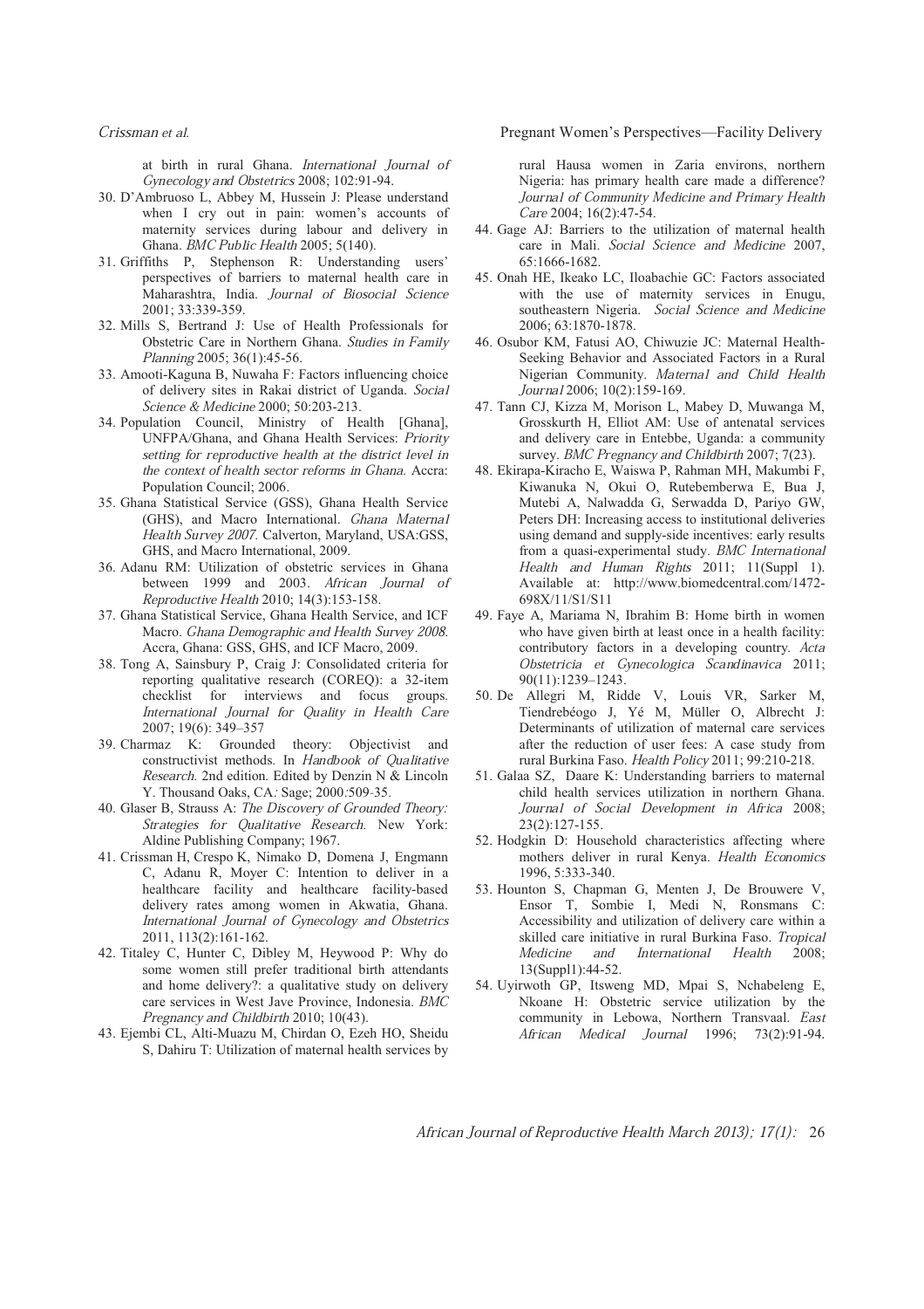at birth in rural Ghana. *International Journal of Gynecology and Obstetrics* 2008; 102:91-94.

30. D'Ambruoso L, Abbey M, Hussein J: Please understand when I cry out in pain: women's accounts of maternity services during labour and delivery in Ghana. *BMC Public Health* 2005; 5(140).
31. Griffiths P, Stephenson R: Understanding users' perspectives of barriers to maternal health care in Maharashtra, India. *Journal of Biosocial Science* 2001; 33:339-359.
32. Mills S, Bertrand J: Use of Health Professionals for Obstetric Care in Northern Ghana. *Studies in Family Planning* 2005; 36(1):45-56.
33. Amooti-Kaguna B, Nuwaha F: Factors influencing choice of delivery sites in Rakai district of Uganda. *Social Science & Medicine* 2000; 50:203-213.
34. Population Council, Ministry of Health [Ghana], UNFPA/Ghana, and Ghana Health Services: *Priority setting for reproductive health at the district level in the context of health sector reforms in Ghana.* Accra: Population Council; 2006.
35. Ghana Statistical Service (GSS), Ghana Health Service (GHS), and Macro International. *Ghana Maternal Health Survey 2007.* Calverton, Maryland, USA:GSS, GHS, and Macro International, 2009.
36. Adanu RM: Utilization of obstetric services in Ghana between 1999 and 2003. *African Journal of Reproductive Health* 2010; 14(3):153-158.
37. Ghana Statistical Service, Ghana Health Service, and ICF Macro. *Ghana Demographic and Health Survey 2008.* Accra, Ghana: GSS, GHS, and ICF Macro, 2009.
38. Tong A, Sainsbury P, Craig J: Consolidated criteria for reporting qualitative research (COREQ): a 32-item checklist for interviews and focus groups. *International Journal for Quality in Health Care* 2007; 19(6): 349–357
39. Charmaz K: Grounded theory: Objectivist and constructivist methods. In *Handbook of Qualitative Research.* 2nd edition. Edited by Denzin N & Lincoln Y. Thousand Oaks, CA: Sage; 2000:509-35.
40. Glaser B, Strauss A: *The Discovery of Grounded Theory: Strategies for Qualitative Research.* New York: Aldine Publishing Company; 1967.
41. Crissman H, Crespo K, Nimako D, Domena J, Engmann C, Adanu R, Moyer C: Intention to deliver in a healthcare facility and healthcare facility-based delivery rates among women in Akwatia, Ghana. *International Journal of Gynecology and Obstetrics* 2011, 113(2):161-162.
42. Titaley C, Hunter C, Dibley M, Heywood P: Why do some women still prefer traditional birth attendants and home delivery?: a qualitative study on delivery care services in West Jave Province, Indonesia. *BMC Pregnancy and Childbirth* 2010; 10(43).
43. Ejembi CL, Alti-Muazu M, Chirdan O, Ezeh HO, Sheidu S, Dahiru T: Utilization of maternal health services by rural Hausa women in Zaria environs, northern Nigeria: has primary health care made a difference? *Journal of Community Medicine and Primary Health Care* 2004; 16(2):47-54.
44. Gage AJ: Barriers to the utilization of maternal health care in Mali. *Social Science and Medicine* 2007, 65:1666-1682.
45. Onah HE, Ikeako LC, Iloabachie GC: Factors associated with the use of maternity services in Enugu, southeastern Nigeria. *Social Science and Medicine* 2006; 63:1870-1878.
46. Osubor KM, Fatusi AO, Chiwuzie JC: Maternal Health-Seeking Behavior and Associated Factors in a Rural Nigerian Community. *Maternal and Child Health Journal* 2006; 10(2):159-169.
47. Tann CJ, Kizza M, Morison L, Mabey D, Muwanga M, Grosskurth H, Elliot AM: Use of antenatal services and delivery care in Entebbe, Uganda: a community survey. *BMC Pregnancy and Childbirth* 2007; 7(23).
48. Ekirapa-Kiracho E, Waiswa P, Rahman MH, Makumbi F, Kiwanuka N, Okui O, Rutebemberwa E, Bua J, Mutebi A, Nalwadda G, Serwadda D, Pariyo GW, Peters DH: Increasing access to institutional deliveries using demand and supply-side incentives: early results from a quasi-experimental study. *BMC International Health and Human Rights* 2011; 11(Suppl 1). Available at: http://www.biomedcentral.com/1472-698X/11/S1/S11
49. Faye A, Mariama N, Ibrahim B: Home birth in women who have given birth at least once in a health facility: contributory factors in a developing country. *Acta Obstetricia et Gynecologica Scandinavica* 2011; 90(11):1239–1243.
50. De Allegri M, Ridde V, Louis VR, Sarker M, Tiendrebéogo J, Yé M, Müller O, Albrecht J: Determinants of utilization of maternal care services after the reduction of user fees: A case study from rural Burkina Faso. *Health Policy* 2011; 99:210-218.
51. Galaa SZ, Daare K: Understanding barriers to maternal child health services utilization in northern Ghana. *Journal of Social Development in Africa* 2008; 23(2):127-155.
52. Hodgkin D: Household characteristics affecting where mothers deliver in rural Kenya. *Health Economics* 1996, 5:333-340.
53. Hounton S, Chapman G, Menten J, De Brouwere V, Ensor T, Sombie I, Medi N, Ronsmans C: Accessibility and utilization of delivery care within a skilled care initiative in rural Burkina Faso. *Tropical Medicine and International Health* 2008; 13(Suppl1):44-52.
54. Uyirwoth GP, Itsweng MD, Mpai S, Nchabeleng E, Nkoane H: Obstetric service utilization by the community in Lebowa, Northern Transvaal. *East African Medical Journal* 1996; 73(2):91-94.